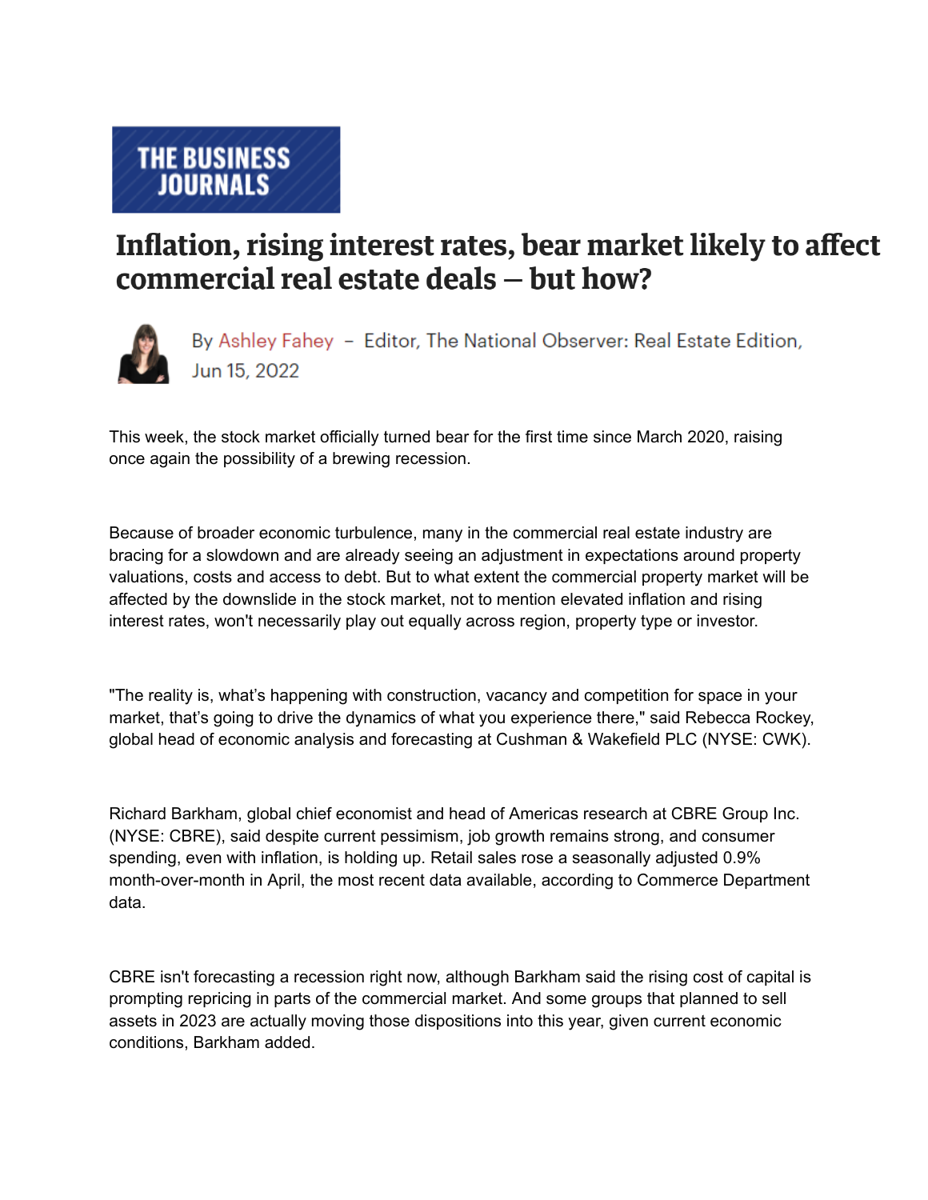THE BUSINESS JOURNALS

# Inflation, rising interest rates, bear market likely to affect commercial real estate deals — but how?

By Ashley Fahey – Editor, The National Observer: Real Estate Edition, Jun 15, 2022

This week, the stock market officially turned bear for the first time since March 2020, raising once again the possibility of a brewing recession.

Because of broader economic turbulence, many in the commercial real estate industry are bracing for a slowdown and are already seeing an adjustment in expectations around property valuations, costs and access to debt. But to what extent the commercial property market will be affected by the downslide in the stock market, not to mention elevated inflation and rising interest rates, won't necessarily play out equally across region, property type or investor.

"The reality is, what's happening with construction, vacancy and competition for space in your market, that's going to drive the dynamics of what you experience there," said Rebecca Rockey, global head of economic analysis and forecasting at Cushman & Wakefield PLC (NYSE: CWK).

Richard Barkham, global chief economist and head of Americas research at CBRE Group Inc. (NYSE: CBRE), said despite current pessimism, job growth remains strong, and consumer spending, even with inflation, is holding up. Retail sales rose a seasonally adjusted 0.9% month-over-month in April, the most recent data available, according to Commerce Department data.

CBRE isn't forecasting a recession right now, although Barkham said the rising cost of capital is prompting repricing in parts of the commercial market. And some groups that planned to sell assets in 2023 are actually moving those dispositions into this year, given current economic conditions, Barkham added.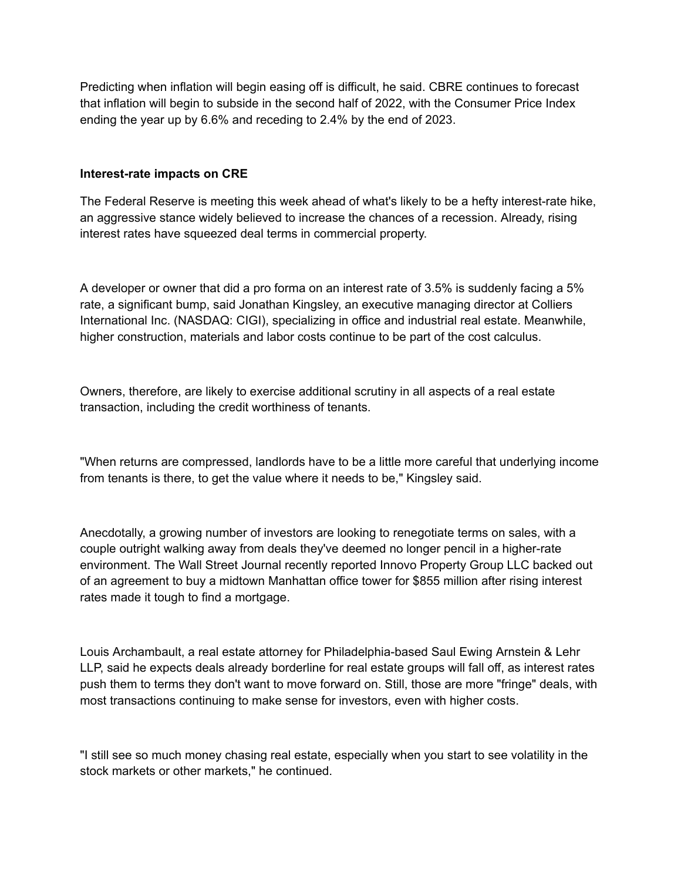Predicting when inflation will begin easing off is difficult, he said. CBRE continues to forecast that inflation will begin to subside in the second half of 2022, with the Consumer Price Index ending the year up by 6.6% and receding to 2.4% by the end of 2023.

**Interest-rate impacts on CRE**

The Federal Reserve is meeting this week ahead of what's likely to be a hefty interest-rate hike, an aggressive stance widely believed to increase the chances of a recession. Already, rising interest rates have squeezed deal terms in commercial property.

A developer or owner that did a pro forma on an interest rate of 3.5% is suddenly facing a 5% rate, a significant bump, said Jonathan Kingsley, an executive managing director at Colliers International Inc. (NASDAQ: CIGI), specializing in office and industrial real estate. Meanwhile, higher construction, materials and labor costs continue to be part of the cost calculus.

Owners, therefore, are likely to exercise additional scrutiny in all aspects of a real estate transaction, including the credit worthiness of tenants.

"When returns are compressed, landlords have to be a little more careful that underlying income from tenants is there, to get the value where it needs to be," Kingsley said.

Anecdotally, a growing number of investors are looking to renegotiate terms on sales, with a couple outright walking away from deals they've deemed no longer pencil in a higher-rate environment. The Wall Street Journal recently reported Innovo Property Group LLC backed out of an agreement to buy a midtown Manhattan office tower for $855 million after rising interest rates made it tough to find a mortgage.

Louis Archambault, a real estate attorney for Philadelphia-based Saul Ewing Arnstein & Lehr LLP, said he expects deals already borderline for real estate groups will fall off, as interest rates push them to terms they don't want to move forward on. Still, those are more "fringe" deals, with most transactions continuing to make sense for investors, even with higher costs.

"I still see so much money chasing real estate, especially when you start to see volatility in the stock markets or other markets," he continued.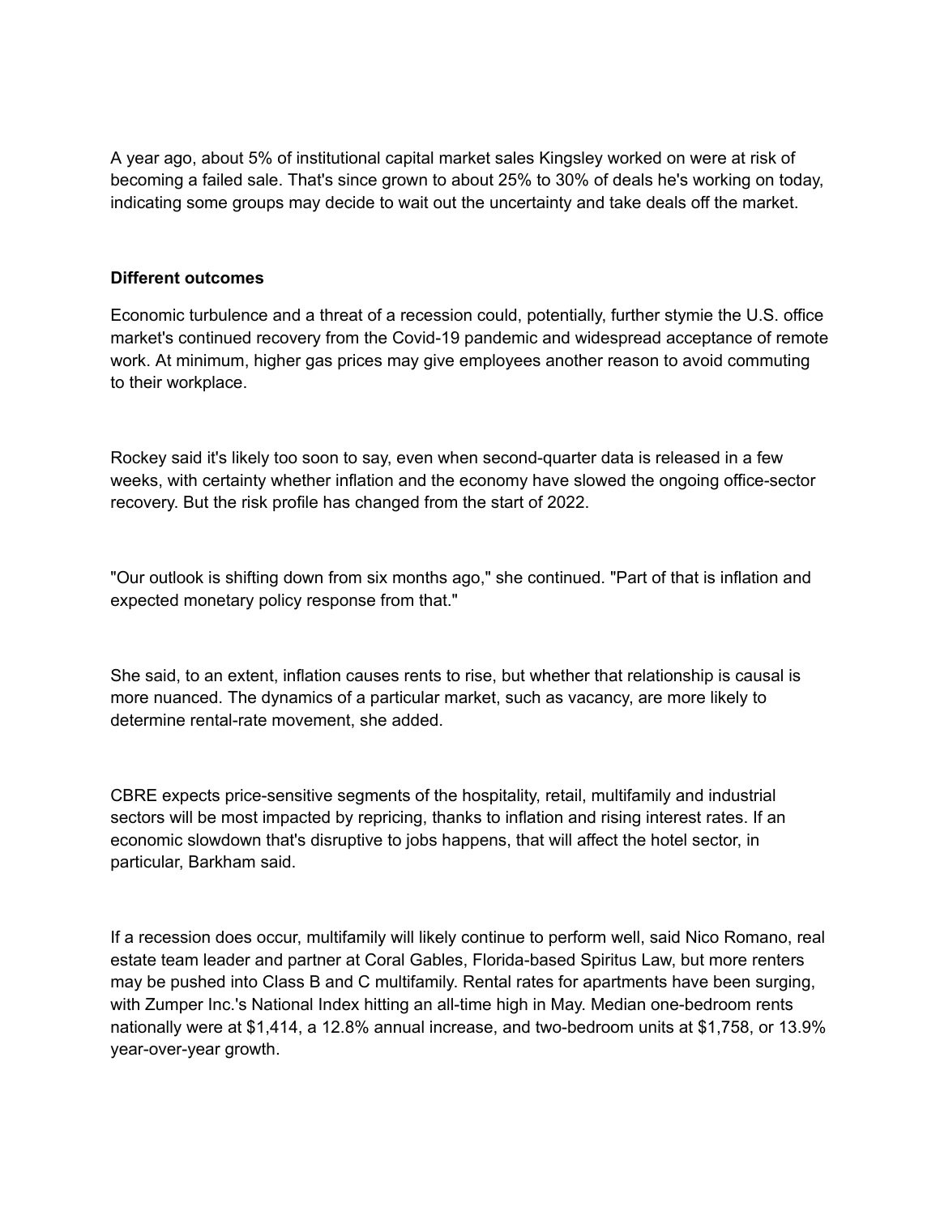A year ago, about 5% of institutional capital market sales Kingsley worked on were at risk of becoming a failed sale. That's since grown to about 25% to 30% of deals he's working on today, indicating some groups may decide to wait out the uncertainty and take deals off the market.

**Different outcomes**

Economic turbulence and a threat of a recession could, potentially, further stymie the U.S. office market's continued recovery from the Covid-19 pandemic and widespread acceptance of remote work. At minimum, higher gas prices may give employees another reason to avoid commuting to their workplace.

Rockey said it's likely too soon to say, even when second-quarter data is released in a few weeks, with certainty whether inflation and the economy have slowed the ongoing office-sector recovery. But the risk profile has changed from the start of 2022.

"Our outlook is shifting down from six months ago," she continued. "Part of that is inflation and expected monetary policy response from that."

She said, to an extent, inflation causes rents to rise, but whether that relationship is causal is more nuanced. The dynamics of a particular market, such as vacancy, are more likely to determine rental-rate movement, she added.

CBRE expects price-sensitive segments of the hospitality, retail, multifamily and industrial sectors will be most impacted by repricing, thanks to inflation and rising interest rates. If an economic slowdown that's disruptive to jobs happens, that will affect the hotel sector, in particular, Barkham said.

If a recession does occur, multifamily will likely continue to perform well, said Nico Romano, real estate team leader and partner at Coral Gables, Florida-based Spiritus Law, but more renters may be pushed into Class B and C multifamily. Rental rates for apartments have been surging, with Zumper Inc.'s National Index hitting an all-time high in May. Median one-bedroom rents nationally were at $1,414, a 12.8% annual increase, and two-bedroom units at $1,758, or 13.9% year-over-year growth.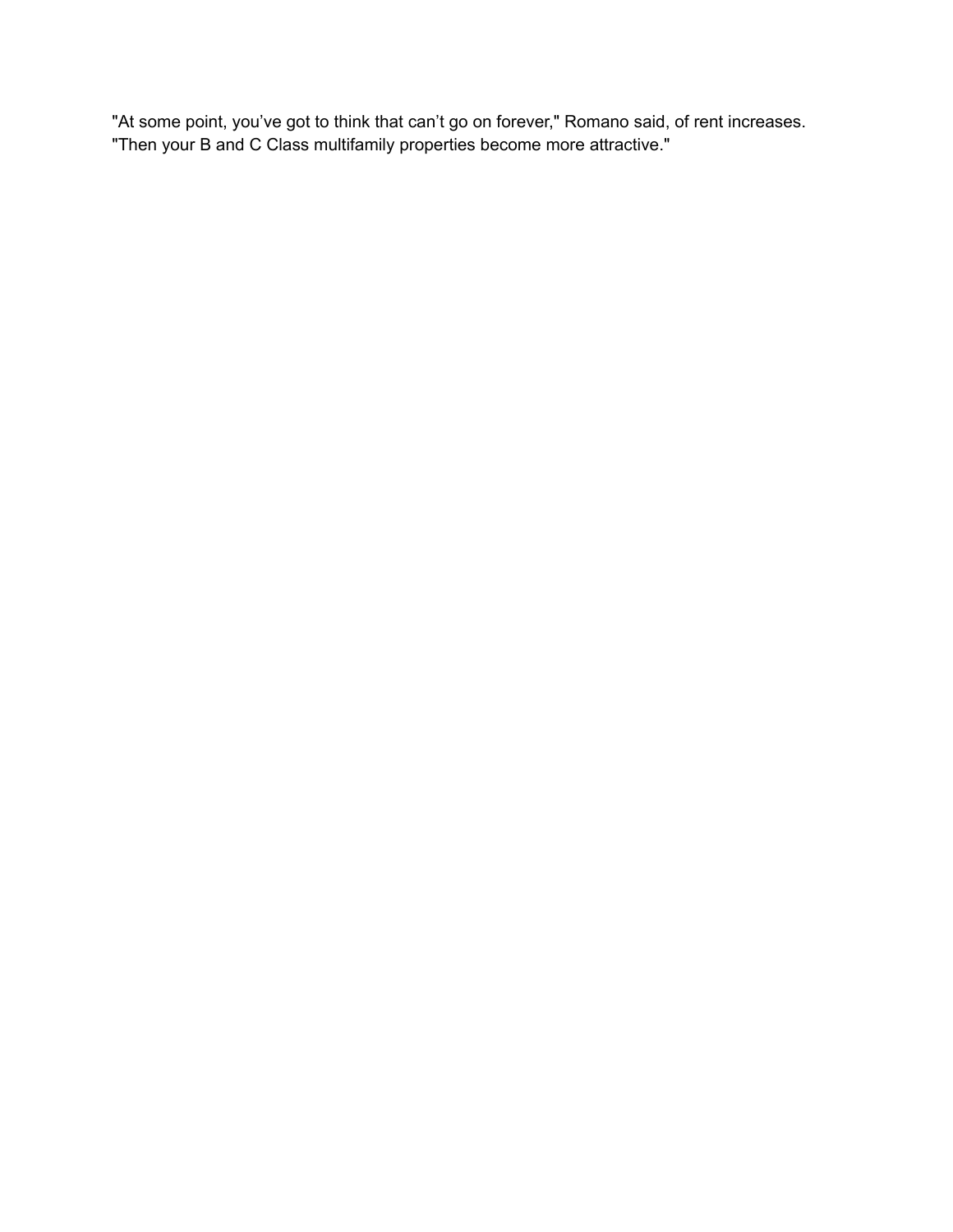"At some point, you've got to think that can't go on forever," Romano said, of rent increases. "Then your B and C Class multifamily properties become more attractive."